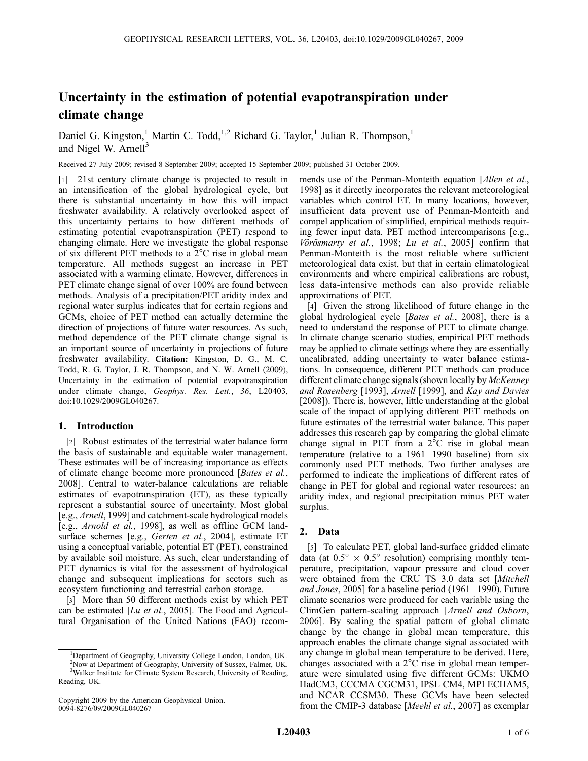# Uncertainty in the estimation of potential evapotranspiration under climate change

Daniel G. Kingston,[1] Martin C. Todd,[1,2] Richard G. Taylor,[1] Julian R. Thompson,[1] and Nigel W. Arnell[3]

Received 27 July 2009; revised 8 September 2009; accepted 15 September 2009; published 31 October 2009.

[1] 21st century climate change is projected to result in an intensification of the global hydrological cycle, but there is substantial uncertainty in how this will impact freshwater availability. A relatively overlooked aspect of this uncertainty pertains to how different methods of estimating potential evapotranspiration (PET) respond to changing climate. Here we investigate the global response of six different PET methods to a 2°C rise in global mean temperature. All methods suggest an increase in PET associated with a warming climate. However, differences in PET climate change signal of over 100% are found between methods. Analysis of a precipitation/PET aridity index and regional water surplus indicates that for certain regions and GCMs, choice of PET method can actually determine the direction of projections of future water resources. As such, method dependence of the PET climate change signal is an important source of uncertainty in projections of future freshwater availability. **Citation:** Kingston, D. G., M. C. Todd, R. G. Taylor, J. R. Thompson, and N. W. Arnell (2009), Uncertainty in the estimation of potential evapotranspiration under climate change, *Geophys. Res. Lett.*, *36*, L20403, doi:10.1029/2009GL040267.

## 1. Introduction

[2] Robust estimates of the terrestrial water balance form the basis of sustainable and equitable water management. These estimates will be of increasing importance as effects of climate change become more pronounced [*Bates et al.*, 2008]. Central to water-balance calculations are reliable estimates of evapotranspiration (ET), as these typically represent a substantial source of uncertainty. Most global [e.g., *Arnell*, 1999] and catchment-scale hydrological models [e.g., *Arnold et al.*, 1998], as well as offline GCM land-surface schemes [e.g., *Gerten et al.*, 2004], estimate ET using a conceptual variable, potential ET (PET), constrained by available soil moisture. As such, clear understanding of PET dynamics is vital for the assessment of hydrological change and subsequent implications for sectors such as ecosystem functioning and terrestrial carbon storage.

[3] More than 50 different methods exist by which PET can be estimated [*Lu et al.*, 2005]. The Food and Agricultural Organisation of the United Nations (FAO) recommends use of the Penman-Monteith equation [*Allen et al.*, 1998] as it directly incorporates the relevant meteorological variables which control ET. In many locations, however, insufficient data prevent use of Penman-Monteith and compel application of simplified, empirical methods requiring fewer input data. PET method intercomparisons [e.g., *Vörösmarty et al.*, 1998; *Lu et al.*, 2005] confirm that Penman-Monteith is the most reliable where sufficient meteorological data exist, but that in certain climatological environments and where empirical calibrations are robust, less data-intensive methods can also provide reliable approximations of PET.

[4] Given the strong likelihood of future change in the global hydrological cycle [*Bates et al.*, 2008], there is a need to understand the response of PET to climate change. In climate change scenario studies, empirical PET methods may be applied to climate settings where they are essentially uncalibrated, adding uncertainty to water balance estimations. In consequence, different PET methods can produce different climate change signals (shown locally by *McKenney and Rosenberg* [1993], *Arnell* [1999], and *Kay and Davies* [2008]). There is, however, little understanding at the global scale of the impact of applying different PET methods on future estimates of the terrestrial water balance. This paper addresses this research gap by comparing the global climate change signal in PET from a 2°C rise in global mean temperature (relative to a 1961–1990 baseline) from six commonly used PET methods. Two further analyses are performed to indicate the implications of different rates of change in PET for global and regional water resources: an aridity index, and regional precipitation minus PET water surplus.

## 2. Data

[5] To calculate PET, global land-surface gridded climate data (at $0.5^\circ \times 0.5^\circ$ resolution) comprising monthly temperature, precipitation, vapour pressure and cloud cover were obtained from the CRU TS 3.0 data set [*Mitchell and Jones*, 2005] for a baseline period (1961–1990). Future climate scenarios were produced for each variable using the ClimGen pattern-scaling approach [*Arnell and Osborn*, 2006]. By scaling the spatial pattern of global climate change by the change in global mean temperature, this approach enables the climate change signal associated with any change in global mean temperature to be derived. Here, changes associated with a 2°C rise in global mean temperature were simulated using five different GCMs: UKMO HadCM3, CCCMA CGCM31, IPSL CM4, MPI ECHAM5, and NCAR CCSM30. These GCMs have been selected from the CMIP-3 database [*Meehl et al.*, 2007] as exemplar

[1] Department of Geography, University College London, London, UK.

[2] Now at Department of Geography, University of Sussex, Falmer, UK.

[3] Walker Institute for Climate System Research, University of Reading, Reading, UK.

Copyright 2009 by the American Geophysical Union.
0094-8276/09/2009GL040267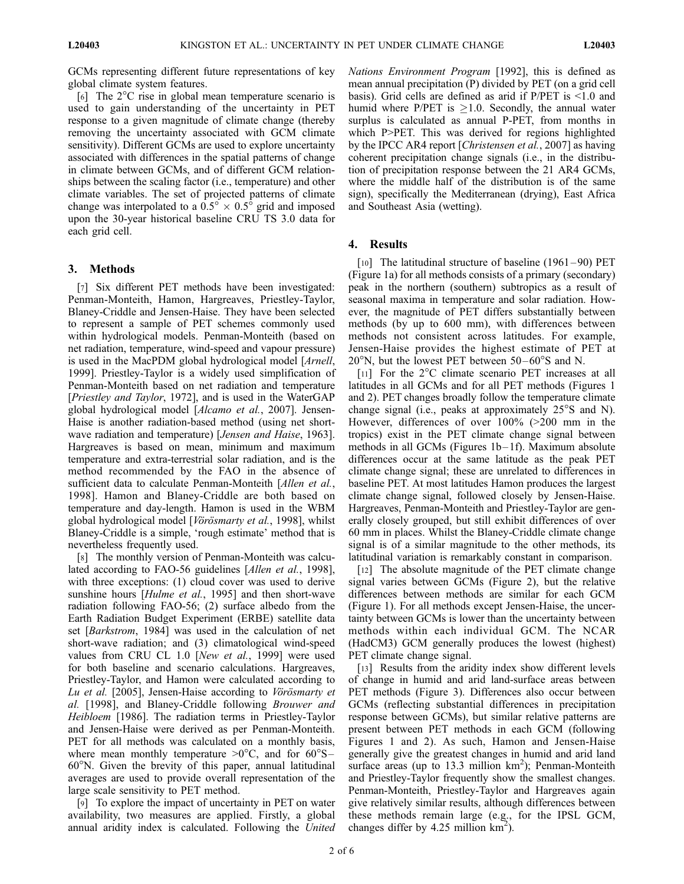GCMs representing different future representations of key global climate system features.

[6] The 2°C rise in global mean temperature scenario is used to gain understanding of the uncertainty in PET response to a given magnitude of climate change (thereby removing the uncertainty associated with GCM climate sensitivity). Different GCMs are used to explore uncertainty associated with differences in the spatial patterns of change in climate between GCMs, and of different GCM relationships between the scaling factor (i.e., temperature) and other climate variables. The set of projected patterns of climate change was interpolated to a $0.5^\circ \times 0.5^\circ$ grid and imposed upon the 30-year historical baseline CRU TS 3.0 data for each grid cell.

## 3. Methods

[7] Six different PET methods have been investigated: Penman-Monteith, Hamon, Hargreaves, Priestley-Taylor, Blaney-Criddle and Jensen-Haise. They have been selected to represent a sample of PET schemes commonly used within hydrological models. Penman-Monteith (based on net radiation, temperature, wind-speed and vapour pressure) is used in the MacPDM global hydrological model [*Arnell*, 1999]. Priestley-Taylor is a widely used simplification of Penman-Monteith based on net radiation and temperature [*Priestley and Taylor*, 1972], and is used in the WaterGAP global hydrological model [*Alcamo et al.*, 2007]. Jensen-Haise is another radiation-based method (using net short-wave radiation and temperature) [*Jensen and Haise*, 1963]. Hargreaves is based on mean, minimum and maximum temperature and extra-terrestrial solar radiation, and is the method recommended by the FAO in the absence of sufficient data to calculate Penman-Monteith [*Allen et al.*, 1998]. Hamon and Blaney-Criddle are both based on temperature and day-length. Hamon is used in the WBM global hydrological model [*Vörösmarty et al.*, 1998], whilst Blaney-Criddle is a simple, 'rough estimate' method that is nevertheless frequently used.

[8] The monthly version of Penman-Monteith was calculated according to FAO-56 guidelines [*Allen et al.*, 1998], with three exceptions: (1) cloud cover was used to derive sunshine hours [*Hulme et al.*, 1995] and then short-wave radiation following FAO-56; (2) surface albedo from the Earth Radiation Budget Experiment (ERBE) satellite data set [*Barkstrom*, 1984] was used in the calculation of net short-wave radiation; and (3) climatological wind-speed values from CRU CL 1.0 [*New et al.*, 1999] were used for both baseline and scenario calculations. Hargreaves, Priestley-Taylor, and Hamon were calculated according to *Lu et al.* [2005], Jensen-Haise according to *Vörösmarty et al.* [1998], and Blaney-Criddle following *Brouwer and Heibloem* [1986]. The radiation terms in Priestley-Taylor and Jensen-Haise were derived as per Penman-Monteith. PET for all methods was calculated on a monthly basis, where mean monthly temperature >0°C, and for 60°S–60°N. Given the brevity of this paper, annual latitudinal averages are used to provide overall representation of the large scale sensitivity to PET method.

[9] To explore the impact of uncertainty in PET on water availability, two measures are applied. Firstly, a global annual aridity index is calculated. Following the *United Nations Environment Program* [1992], this is defined as mean annual precipitation (P) divided by PET (on a grid cell basis). Grid cells are defined as arid if P/PET is <1.0 and humid where P/PET is $\geq$1.0. Secondly, the annual water surplus is calculated as annual P-PET, from months in which P>PET. This was derived for regions highlighted by the IPCC AR4 report [*Christensen et al.*, 2007] as having coherent precipitation change signals (i.e., in the distribution of precipitation response between the 21 AR4 GCMs, where the middle half of the distribution is of the same sign), specifically the Mediterranean (drying), East Africa and Southeast Asia (wetting).

## 4. Results

[10] The latitudinal structure of baseline (1961–90) PET (Figure 1a) for all methods consists of a primary (secondary) peak in the northern (southern) subtropics as a result of seasonal maxima in temperature and solar radiation. However, the magnitude of PET differs substantially between methods (by up to 600 mm), with differences between methods not consistent across latitudes. For example, Jensen-Haise provides the highest estimate of PET at 20°N, but the lowest PET between 50–60°S and N.

[11] For the 2°C climate scenario PET increases at all latitudes in all GCMs and for all PET methods (Figures 1 and 2). PET changes broadly follow the temperature climate change signal (i.e., peaks at approximately 25°S and N). However, differences of over 100% (>200 mm in the tropics) exist in the PET climate change signal between methods in all GCMs (Figures 1b–1f). Maximum absolute differences occur at the same latitude as the peak PET climate change signal; these are unrelated to differences in baseline PET. At most latitudes Hamon produces the largest climate change signal, followed closely by Jensen-Haise. Hargreaves, Penman-Monteith and Priestley-Taylor are generally closely grouped, but still exhibit differences of over 60 mm in places. Whilst the Blaney-Criddle climate change signal is of a similar magnitude to the other methods, its latitudinal variation is remarkably constant in comparison.

[12] The absolute magnitude of the PET climate change signal varies between GCMs (Figure 2), but the relative differences between methods are similar for each GCM (Figure 1). For all methods except Jensen-Haise, the uncertainty between GCMs is lower than the uncertainty between methods within each individual GCM. The NCAR (HadCM3) GCM generally produces the lowest (highest) PET climate change signal.

[13] Results from the aridity index show different levels of change in humid and arid land-surface areas between PET methods (Figure 3). Differences also occur between GCMs (reflecting substantial differences in precipitation response between GCMs), but similar relative patterns are present between PET methods in each GCM (following Figures 1 and 2). As such, Hamon and Jensen-Haise generally give the greatest changes in humid and arid land surface areas (up to 13.3 million km$^2$); Penman-Monteith and Priestley-Taylor frequently show the smallest changes. Penman-Monteith, Priestley-Taylor and Hargreaves again give relatively similar results, although differences between these methods remain large (e.g., for the IPSL GCM, changes differ by 4.25 million km$^2$).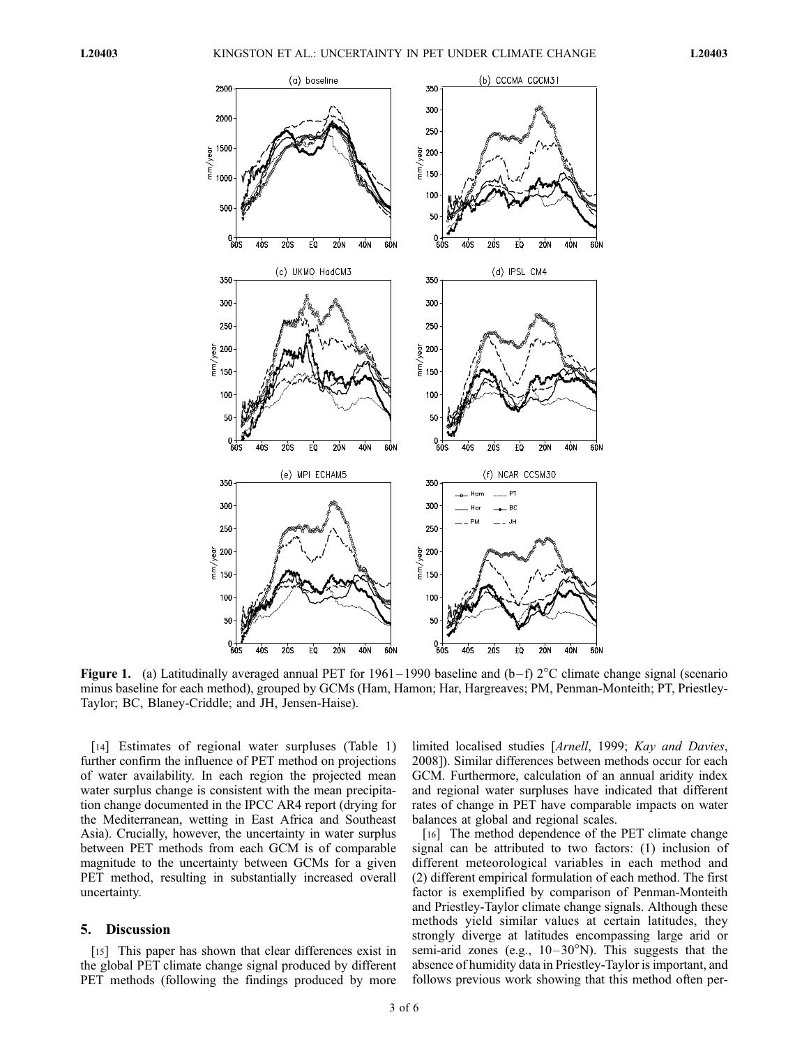**Figure 1.** (a) Latitudinally averaged annual PET for 1961–1990 baseline and (b–f) 2°C climate change signal (scenario minus baseline for each method), grouped by GCMs (Ham, Hamon; Har, Hargreaves; PM, Penman-Monteith; PT, Priestley-Taylor; BC, Blaney-Criddle; and JH, Jensen-Haise).

[14] Estimates of regional water surpluses (Table 1) further confirm the influence of PET method on projections of water availability. In each region the projected mean water surplus change is consistent with the mean precipitation change documented in the IPCC AR4 report (drying for the Mediterranean, wetting in East Africa and Southeast Asia). Crucially, however, the uncertainty in water surplus between PET methods from each GCM is of comparable magnitude to the uncertainty between GCMs for a given PET method, resulting in substantially increased overall uncertainty.

## 5. Discussion

[15] This paper has shown that clear differences exist in the global PET climate change signal produced by different PET methods (following the findings produced by more limited localised studies [*Arnell*, 1999; *Kay and Davies*, 2008]). Similar differences between methods occur for each GCM. Furthermore, calculation of an annual aridity index and regional water surpluses have indicated that different rates of change in PET have comparable impacts on water balances at global and regional scales.

[16] The method dependence of the PET climate change signal can be attributed to two factors: (1) inclusion of different meteorological variables in each method and (2) different empirical formulation of each method. The first factor is exemplified by comparison of Penman-Monteith and Priestley-Taylor climate change signals. Although these methods yield similar values at certain latitudes, they strongly diverge at latitudes encompassing large arid or semi-arid zones (e.g., 10–30°N). This suggests that the absence of humidity data in Priestley-Taylor is important, and follows previous work showing that this method often per-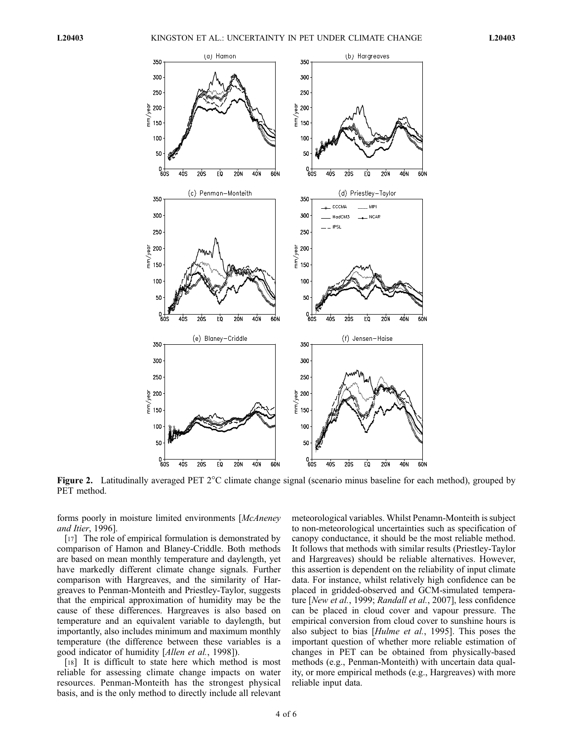**Figure 2.** Latitudinally averaged PET 2°C climate change signal (scenario minus baseline for each method), grouped by PET method.

forms poorly in moisture limited environments [*McAneney and Itier*, 1996].

[17] The role of empirical formulation is demonstrated by comparison of Hamon and Blaney-Criddle. Both methods are based on mean monthly temperature and daylength, yet have markedly different climate change signals. Further comparison with Hargreaves, and the similarity of Hargreaves to Penman-Monteith and Priestley-Taylor, suggests that the empirical approximation of humidity may be the cause of these differences. Hargreaves is also based on temperature and an equivalent variable to daylength, but importantly, also includes minimum and maximum monthly temperature (the difference between these variables is a good indicator of humidity [*Allen et al.*, 1998]).

[18] It is difficult to state here which method is most reliable for assessing climate change impacts on water resources. Penman-Monteith has the strongest physical basis, and is the only method to directly include all relevant meteorological variables. Whilst Penamn-Monteith is subject to non-meteorological uncertainties such as specification of canopy conductance, it should be the most reliable method. It follows that methods with similar results (Priestley-Taylor and Hargreaves) should be reliable alternatives. However, this assertion is dependent on the reliability of input climate data. For instance, whilst relatively high confidence can be placed in gridded-observed and GCM-simulated temperature [*New et al.*, 1999; *Randall et al.*, 2007], less confidence can be placed in cloud cover and vapour pressure. The empirical conversion from cloud cover to sunshine hours is also subject to bias [*Hulme et al.*, 1995]. This poses the important question of whether more reliable estimation of changes in PET can be obtained from physically-based methods (e.g., Penman-Monteith) with uncertain data quality, or more empirical methods (e.g., Hargreaves) with more reliable input data.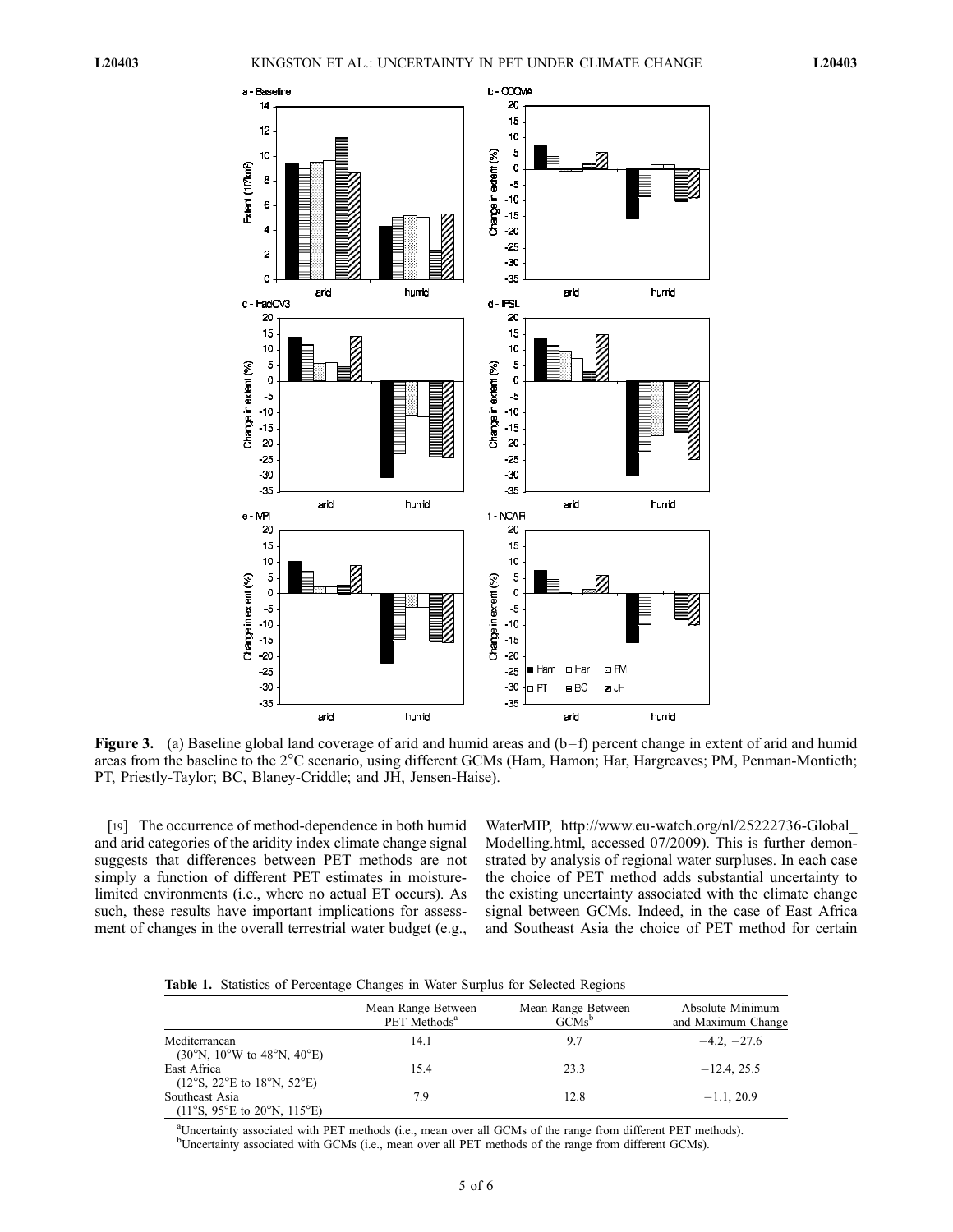**Figure 3.** (a) Baseline global land coverage of arid and humid areas and (b–f) percent change in extent of arid and humid areas from the baseline to the 2°C scenario, using different GCMs (Ham, Hamon; Har, Hargreaves; PM, Penman-Montieth; PT, Priestly-Taylor; BC, Blaney-Criddle; and JH, Jensen-Haise).

[19] The occurrence of method-dependence in both humid and arid categories of the aridity index climate change signal suggests that differences between PET methods are not simply a function of different PET estimates in moisture-limited environments (i.e., where no actual ET occurs). As such, these results have important implications for assessment of changes in the overall terrestrial water budget (e.g., WaterMIP, http://www.eu-watch.org/nl/25222736-Global_Modelling.html, accessed 07/2009). This is further demonstrated by analysis of regional water surpluses. In each case the choice of PET method adds substantial uncertainty to the existing uncertainty associated with the climate change signal between GCMs. Indeed, in the case of East Africa and Southeast Asia the choice of PET method for certain

**Table 1.** Statistics of Percentage Changes in Water Surplus for Selected Regions

| | Mean Range Between PET Methods[a] | Mean Range Between GCMs[b] | Absolute Minimum and Maximum Change |
|---|---|---|---|
| Mediterranean (30°N, 10°W to 48°N, 40°E) | 14.1 | 9.7 | −4.2, −27.6 |
| East Africa (12°S, 22°E to 18°N, 52°E) | 15.4 | 23.3 | −12.4, 25.5 |
| Southeast Asia (11°S, 95°E to 20°N, 115°E) | 7.9 | 12.8 | −1.1, 20.9 |

[a]Uncertainty associated with PET methods (i.e., mean over all GCMs of the range from different PET methods).
[b]Uncertainty associated with GCMs (i.e., mean over all PET methods of the range from different GCMs).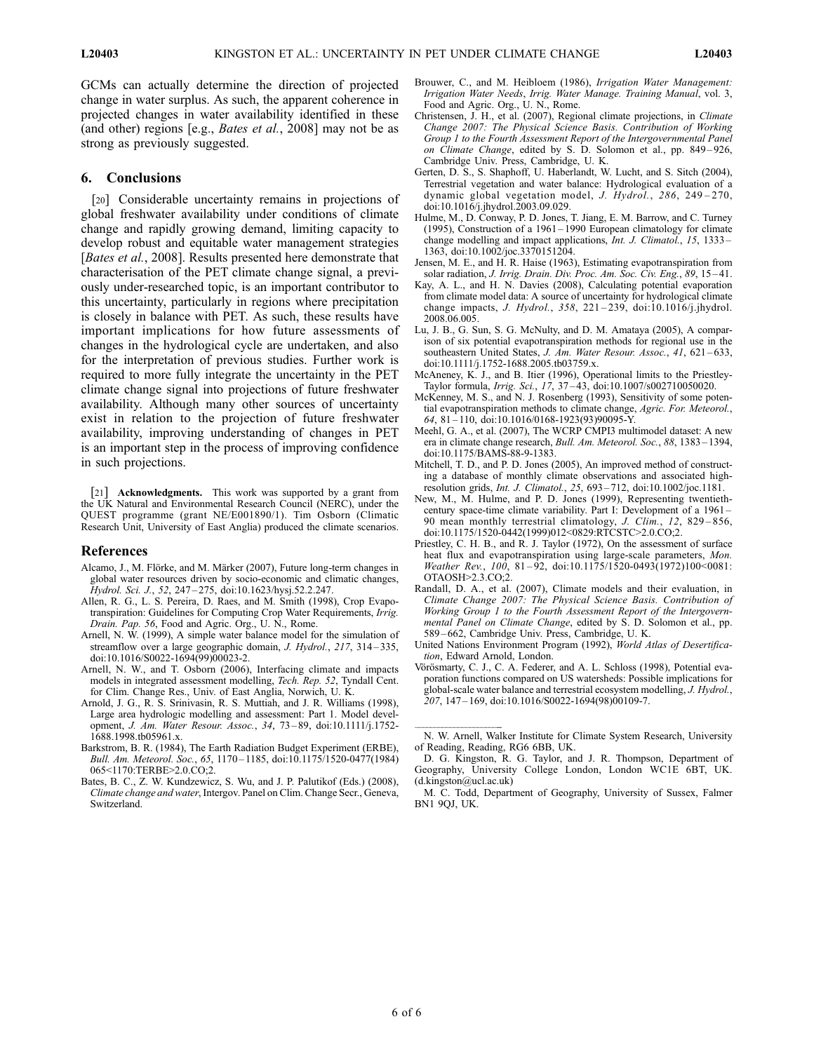GCMs can actually determine the direction of projected change in water surplus. As such, the apparent coherence in projected changes in water availability identified in these (and other) regions [e.g., *Bates et al.*, 2008] may not be as strong as previously suggested.

## 6. Conclusions

[20] Considerable uncertainty remains in projections of global freshwater availability under conditions of climate change and rapidly growing demand, limiting capacity to develop robust and equitable water management strategies [*Bates et al.*, 2008]. Results presented here demonstrate that characterisation of the PET climate change signal, a previously under-researched topic, is an important contributor to this uncertainty, particularly in regions where precipitation is closely in balance with PET. As such, these results have important implications for how future assessments of changes in the hydrological cycle are undertaken, and also for the interpretation of previous studies. Further work is required to more fully integrate the uncertainty in the PET climate change signal into projections of future freshwater availability. Although many other sources of uncertainty exist in relation to the projection of future freshwater availability, improving understanding of changes in PET is an important step in the process of improving confidence in such projections.

[21] **Acknowledgments.** This work was supported by a grant from the UK Natural and Environmental Research Council (NERC), under the QUEST programme (grant NE/E001890/1). Tim Osborn (Climatic Research Unit, University of East Anglia) produced the climate scenarios.

## References

Alcamo, J., M. Flörke, and M. Märker (2007), Future long-term changes in global water resources driven by socio-economic and climatic changes, *Hydrol. Sci. J.*, *52*, 247–275, doi:10.1623/hysj.52.2.247.

Allen, R. G., L. S. Pereira, D. Raes, and M. Smith (1998), Crop Evapotranspiration: Guidelines for Computing Crop Water Requirements, *Irrig. Drain. Pap. 56*, Food and Agric. Org., U. N., Rome.

Arnell, N. W. (1999), A simple water balance model for the simulation of streamflow over a large geographic domain, *J. Hydrol.*, *217*, 314–335, doi:10.1016/S0022-1694(99)00023-2.

Arnell, N. W., and T. Osborn (2006), Interfacing climate and impacts models in integrated assessment modelling, *Tech. Rep. 52*, Tyndall Cent. for Clim. Change Res., Univ. of East Anglia, Norwich, U. K.

Arnold, J. G., R. S. Srinivasin, R. S. Muttiah, and J. R. Williams (1998), Large area hydrologic modelling and assessment: Part 1. Model development, *J. Am. Water Resour. Assoc.*, *34*, 73–89, doi:10.1111/j.1752-1688.1998.tb05961.x.

Barkstrom, B. R. (1984), The Earth Radiation Budget Experiment (ERBE), *Bull. Am. Meteorol. Soc.*, *65*, 1170–1185, doi:10.1175/1520-0477(1984)065<1170:TERBE>2.0.CO;2.

Bates, B. C., Z. W. Kundzewicz, S. Wu, and J. P. Palutikof (Eds.) (2008), *Climate change and water*, Intergov. Panel on Clim. Change Secr., Geneva, Switzerland.

Brouwer, C., and M. Heibloem (1986), *Irrigation Water Management: Irrigation Water Needs*, *Irrig. Water Manage. Training Manual*, vol. 3, Food and Agric. Org., U. N., Rome.

Christensen, J. H., et al. (2007), Regional climate projections, in *Climate Change 2007: The Physical Science Basis. Contribution of Working Group 1 to the Fourth Assessment Report of the Intergovernmental Panel on Climate Change*, edited by S. D. Solomon et al., pp. 849–926, Cambridge Univ. Press, Cambridge, U. K.

Gerten, D. S., S. Shaphoff, U. Haberlandt, W. Lucht, and S. Sitch (2004), Terrestrial vegetation and water balance: Hydrological evaluation of a dynamic global vegetation model, *J. Hydrol.*, *286*, 249–270, doi:10.1016/j.jhydrol.2003.09.029.

Hulme, M., D. Conway, P. D. Jones, T. Jiang, E. M. Barrow, and C. Turney (1995), Construction of a 1961–1990 European climatology for climate change modelling and impact applications, *Int. J. Climatol.*, *15*, 1333–1363, doi:10.1002/joc.3370151204.

Jensen, M. E., and H. R. Haise (1963), Estimating evapotranspiration from solar radiation, *J. Irrig. Drain. Div. Proc. Am. Soc. Civ. Eng.*, *89*, 15–41.

Kay, A. L., and H. N. Davies (2008), Calculating potential evaporation from climate model data: A source of uncertainty for hydrological climate change impacts, *J. Hydrol.*, *358*, 221–239, doi:10.1016/j.jhydrol.2008.06.005.

Lu, J. B., G. Sun, S. G. McNulty, and D. M. Amataya (2005), A comparison of six potential evapotranspiration methods for regional use in the southeastern United States, *J. Am. Water Resour. Assoc.*, *41*, 621–633, doi:10.1111/j.1752-1688.2005.tb03759.x.

McAneney, K. J., and B. Itier (1996), Operational limits to the Priestley-Taylor formula, *Irrig. Sci.*, *17*, 37–43, doi:10.1007/s002710050020.

McKenney, M. S., and N. J. Rosenberg (1993), Sensitivity of some potential evapotranspiration methods to climate change, *Agric. For. Meteorol.*, *64*, 81–110, doi:10.1016/0168-1923(93)90095-Y.

Meehl, G. A., et al. (2007), The WCRP CMPI3 multimodel dataset: A new era in climate change research, *Bull. Am. Meteorol. Soc.*, *88*, 1383–1394, doi:10.1175/BAMS-88-9-1383.

Mitchell, T. D., and P. D. Jones (2005), An improved method of constructing a database of monthly climate observations and associated high-resolution grids, *Int. J. Climatol.*, *25*, 693–712, doi:10.1002/joc.1181.

New, M., M. Hulme, and P. D. Jones (1999), Representing twentieth-century space-time climate variability. Part I: Development of a 1961–90 mean monthly terrestrial climatology, *J. Clim.*, *12*, 829–856, doi:10.1175/1520-0442(1999)012<0829:RTCSTC>2.0.CO;2.

Priestley, C. H. B., and R. J. Taylor (1972), On the assessment of surface heat flux and evapotranspiration using large-scale parameters, *Mon. Weather Rev.*, *100*, 81–92, doi:10.1175/1520-0493(1972)100<0081:OTAOSH>2.3.CO;2.

Randall, D. A., et al. (2007), Climate models and their evaluation, in *Climate Change 2007: The Physical Science Basis. Contribution of Working Group 1 to the Fourth Assessment Report of the Intergovernmental Panel on Climate Change*, edited by S. D. Solomon et al., pp. 589–662, Cambridge Univ. Press, Cambridge, U. K.

United Nations Environment Program (1992), *World Atlas of Desertification*, Edward Arnold, London.

Vörösmarty, C. J., C. A. Federer, and A. L. Schloss (1998), Potential evaporation functions compared on US watersheds: Possible implications for global-scale water balance and terrestrial ecosystem modelling, *J. Hydrol.*, *207*, 147–169, doi:10.1016/S0022-1694(98)00109-7.

---

N. W. Arnell, Walker Institute for Climate System Research, University of Reading, Reading, RG6 6BB, UK.

D. G. Kingston, R. G. Taylor, and J. R. Thompson, Department of Geography, University College London, London WC1E 6BT, UK. (d.kingston@ucl.ac.uk)

M. C. Todd, Department of Geography, University of Sussex, Falmer BN1 9QJ, UK.